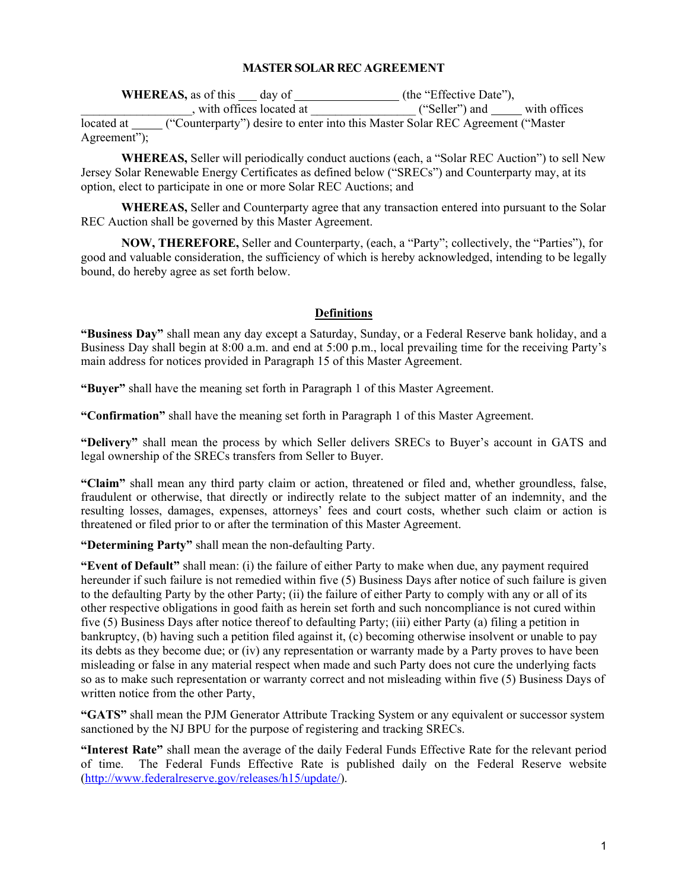## MASTER SOLAR REC AGREEMENT

**WHEREAS,** as of this ___ day of _________________ (the "Effective Date"), _________________, with offices located at _________________ ("Seller") and _____ with offices located at _____ ("Counterparty") desire to enter into this Master Solar REC Agreement ("Master Agreement");

**WHEREAS,** Seller will periodically conduct auctions (each, a "Solar REC Auction") to sell New Jersey Solar Renewable Energy Certificates as defined below ("SRECs") and Counterparty may, at its option, elect to participate in one or more Solar REC Auctions; and

**WHEREAS,** Seller and Counterparty agree that any transaction entered into pursuant to the Solar REC Auction shall be governed by this Master Agreement.

**NOW, THEREFORE,** Seller and Counterparty, (each, a "Party"; collectively, the "Parties"), for good and valuable consideration, the sufficiency of which is hereby acknowledged, intending to be legally bound, do hereby agree as set forth below.

### Definitions

**"Business Day"** shall mean any day except a Saturday, Sunday, or a Federal Reserve bank holiday, and a Business Day shall begin at 8:00 a.m. and end at 5:00 p.m., local prevailing time for the receiving Party's main address for notices provided in Paragraph 15 of this Master Agreement.

**"Buyer"** shall have the meaning set forth in Paragraph 1 of this Master Agreement.

**"Confirmation"** shall have the meaning set forth in Paragraph 1 of this Master Agreement.

**"Delivery"** shall mean the process by which Seller delivers SRECs to Buyer's account in GATS and legal ownership of the SRECs transfers from Seller to Buyer.

**"Claim"** shall mean any third party claim or action, threatened or filed and, whether groundless, false, fraudulent or otherwise, that directly or indirectly relate to the subject matter of an indemnity, and the resulting losses, damages, expenses, attorneys' fees and court costs, whether such claim or action is threatened or filed prior to or after the termination of this Master Agreement.

**"Determining Party"** shall mean the non-defaulting Party.

**"Event of Default"** shall mean: (i) the failure of either Party to make when due, any payment required hereunder if such failure is not remedied within five (5) Business Days after notice of such failure is given to the defaulting Party by the other Party; (ii) the failure of either Party to comply with any or all of its other respective obligations in good faith as herein set forth and such noncompliance is not cured within five (5) Business Days after notice thereof to defaulting Party; (iii) either Party (a) filing a petition in bankruptcy, (b) having such a petition filed against it, (c) becoming otherwise insolvent or unable to pay its debts as they become due; or (iv) any representation or warranty made by a Party proves to have been misleading or false in any material respect when made and such Party does not cure the underlying facts so as to make such representation or warranty correct and not misleading within five (5) Business Days of written notice from the other Party,

**"GATS"** shall mean the PJM Generator Attribute Tracking System or any equivalent or successor system sanctioned by the NJ BPU for the purpose of registering and tracking SRECs.

**"Interest Rate"** shall mean the average of the daily Federal Funds Effective Rate for the relevant period of time. The Federal Funds Effective Rate is published daily on the Federal Reserve website (http://www.federalreserve.gov/releases/h15/update/).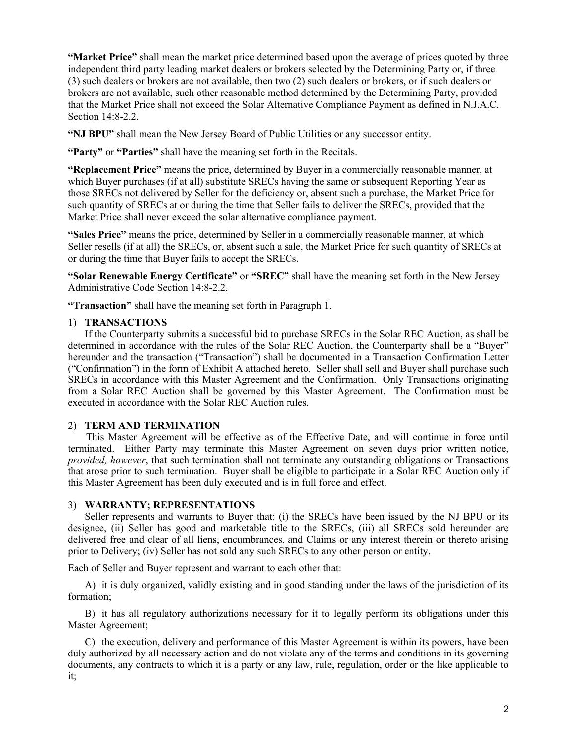**"Market Price"** shall mean the market price determined based upon the average of prices quoted by three independent third party leading market dealers or brokers selected by the Determining Party or, if three (3) such dealers or brokers are not available, then two (2) such dealers or brokers, or if such dealers or brokers are not available, such other reasonable method determined by the Determining Party, provided that the Market Price shall not exceed the Solar Alternative Compliance Payment as defined in N.J.A.C. Section 14:8-2.2.

**"NJ BPU"** shall mean the New Jersey Board of Public Utilities or any successor entity.

**"Party"** or **"Parties"** shall have the meaning set forth in the Recitals.

**"Replacement Price"** means the price, determined by Buyer in a commercially reasonable manner, at which Buyer purchases (if at all) substitute SRECs having the same or subsequent Reporting Year as those SRECs not delivered by Seller for the deficiency or, absent such a purchase, the Market Price for such quantity of SRECs at or during the time that Seller fails to deliver the SRECs, provided that the Market Price shall never exceed the solar alternative compliance payment.

**"Sales Price"** means the price, determined by Seller in a commercially reasonable manner, at which Seller resells (if at all) the SRECs, or, absent such a sale, the Market Price for such quantity of SRECs at or during the time that Buyer fails to accept the SRECs.

**"Solar Renewable Energy Certificate"** or **"SREC"** shall have the meaning set forth in the New Jersey Administrative Code Section 14:8-2.2.

**"Transaction"** shall have the meaning set forth in Paragraph 1.

## 1) TRANSACTIONS

If the Counterparty submits a successful bid to purchase SRECs in the Solar REC Auction, as shall be determined in accordance with the rules of the Solar REC Auction, the Counterparty shall be a "Buyer" hereunder and the transaction ("Transaction") shall be documented in a Transaction Confirmation Letter ("Confirmation") in the form of Exhibit A attached hereto. Seller shall sell and Buyer shall purchase such SRECs in accordance with this Master Agreement and the Confirmation. Only Transactions originating from a Solar REC Auction shall be governed by this Master Agreement. The Confirmation must be executed in accordance with the Solar REC Auction rules.

## 2) TERM AND TERMINATION

This Master Agreement will be effective as of the Effective Date, and will continue in force until terminated. Either Party may terminate this Master Agreement on seven days prior written notice, *provided, however*, that such termination shall not terminate any outstanding obligations or Transactions that arose prior to such termination. Buyer shall be eligible to participate in a Solar REC Auction only if this Master Agreement has been duly executed and is in full force and effect.

## 3) WARRANTY; REPRESENTATIONS

Seller represents and warrants to Buyer that: (i) the SRECs have been issued by the NJ BPU or its designee, (ii) Seller has good and marketable title to the SRECs, (iii) all SRECs sold hereunder are delivered free and clear of all liens, encumbrances, and Claims or any interest therein or thereto arising prior to Delivery; (iv) Seller has not sold any such SRECs to any other person or entity.

Each of Seller and Buyer represent and warrant to each other that:

A) it is duly organized, validly existing and in good standing under the laws of the jurisdiction of its formation;

B) it has all regulatory authorizations necessary for it to legally perform its obligations under this Master Agreement;

C) the execution, delivery and performance of this Master Agreement is within its powers, have been duly authorized by all necessary action and do not violate any of the terms and conditions in its governing documents, any contracts to which it is a party or any law, rule, regulation, order or the like applicable to it;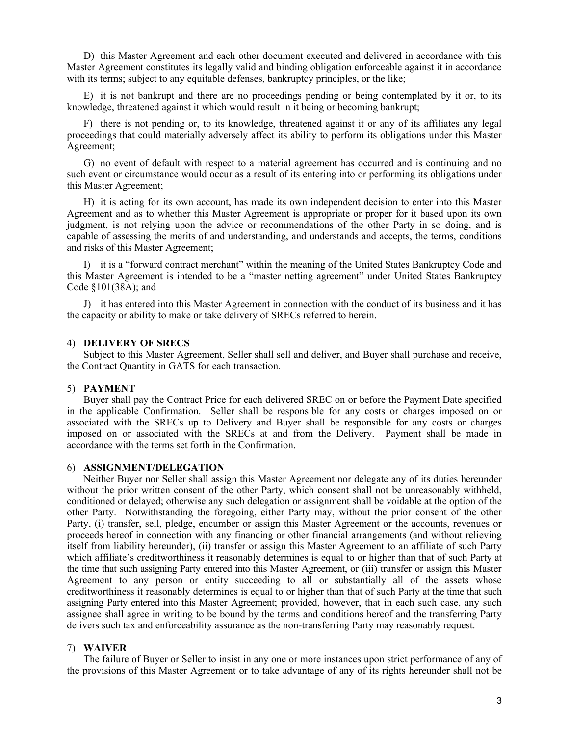D) this Master Agreement and each other document executed and delivered in accordance with this Master Agreement constitutes its legally valid and binding obligation enforceable against it in accordance with its terms; subject to any equitable defenses, bankruptcy principles, or the like;

E) it is not bankrupt and there are no proceedings pending or being contemplated by it or, to its knowledge, threatened against it which would result in it being or becoming bankrupt;

F) there is not pending or, to its knowledge, threatened against it or any of its affiliates any legal proceedings that could materially adversely affect its ability to perform its obligations under this Master Agreement;

G) no event of default with respect to a material agreement has occurred and is continuing and no such event or circumstance would occur as a result of its entering into or performing its obligations under this Master Agreement;

H) it is acting for its own account, has made its own independent decision to enter into this Master Agreement and as to whether this Master Agreement is appropriate or proper for it based upon its own judgment, is not relying upon the advice or recommendations of the other Party in so doing, and is capable of assessing the merits of and understanding, and understands and accepts, the terms, conditions and risks of this Master Agreement;

I) it is a "forward contract merchant" within the meaning of the United States Bankruptcy Code and this Master Agreement is intended to be a "master netting agreement" under United States Bankruptcy Code §101(38A); and

J) it has entered into this Master Agreement in connection with the conduct of its business and it has the capacity or ability to make or take delivery of SRECs referred to herein.

## 4) DELIVERY OF SRECS

Subject to this Master Agreement, Seller shall sell and deliver, and Buyer shall purchase and receive, the Contract Quantity in GATS for each transaction.

## 5) PAYMENT

Buyer shall pay the Contract Price for each delivered SREC on or before the Payment Date specified in the applicable Confirmation. Seller shall be responsible for any costs or charges imposed on or associated with the SRECs up to Delivery and Buyer shall be responsible for any costs or charges imposed on or associated with the SRECs at and from the Delivery. Payment shall be made in accordance with the terms set forth in the Confirmation.

## 6) ASSIGNMENT/DELEGATION

Neither Buyer nor Seller shall assign this Master Agreement nor delegate any of its duties hereunder without the prior written consent of the other Party, which consent shall not be unreasonably withheld, conditioned or delayed; otherwise any such delegation or assignment shall be voidable at the option of the other Party. Notwithstanding the foregoing, either Party may, without the prior consent of the other Party, (i) transfer, sell, pledge, encumber or assign this Master Agreement or the accounts, revenues or proceeds hereof in connection with any financing or other financial arrangements (and without relieving itself from liability hereunder), (ii) transfer or assign this Master Agreement to an affiliate of such Party which affiliate's creditworthiness it reasonably determines is equal to or higher than that of such Party at the time that such assigning Party entered into this Master Agreement, or (iii) transfer or assign this Master Agreement to any person or entity succeeding to all or substantially all of the assets whose creditworthiness it reasonably determines is equal to or higher than that of such Party at the time that such assigning Party entered into this Master Agreement; provided, however, that in each such case, any such assignee shall agree in writing to be bound by the terms and conditions hereof and the transferring Party delivers such tax and enforceability assurance as the non-transferring Party may reasonably request.

## 7) WAIVER

The failure of Buyer or Seller to insist in any one or more instances upon strict performance of any of the provisions of this Master Agreement or to take advantage of any of its rights hereunder shall not be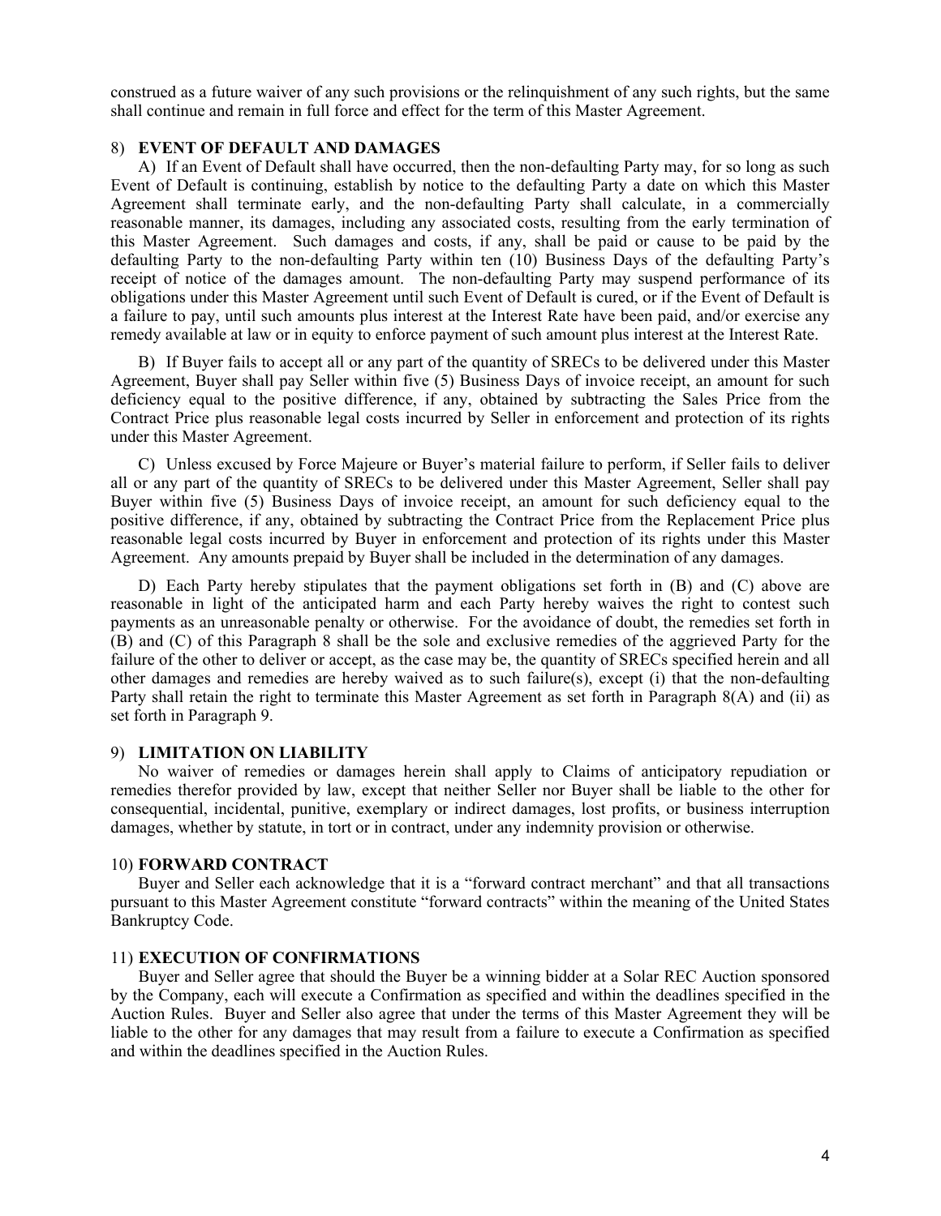construed as a future waiver of any such provisions or the relinquishment of any such rights, but the same shall continue and remain in full force and effect for the term of this Master Agreement.

8) **EVENT OF DEFAULT AND DAMAGES**

A) If an Event of Default shall have occurred, then the non-defaulting Party may, for so long as such Event of Default is continuing, establish by notice to the defaulting Party a date on which this Master Agreement shall terminate early, and the non-defaulting Party shall calculate, in a commercially reasonable manner, its damages, including any associated costs, resulting from the early termination of this Master Agreement. Such damages and costs, if any, shall be paid or cause to be paid by the defaulting Party to the non-defaulting Party within ten (10) Business Days of the defaulting Party's receipt of notice of the damages amount. The non-defaulting Party may suspend performance of its obligations under this Master Agreement until such Event of Default is cured, or if the Event of Default is a failure to pay, until such amounts plus interest at the Interest Rate have been paid, and/or exercise any remedy available at law or in equity to enforce payment of such amount plus interest at the Interest Rate.

B) If Buyer fails to accept all or any part of the quantity of SRECs to be delivered under this Master Agreement, Buyer shall pay Seller within five (5) Business Days of invoice receipt, an amount for such deficiency equal to the positive difference, if any, obtained by subtracting the Sales Price from the Contract Price plus reasonable legal costs incurred by Seller in enforcement and protection of its rights under this Master Agreement.

C) Unless excused by Force Majeure or Buyer's material failure to perform, if Seller fails to deliver all or any part of the quantity of SRECs to be delivered under this Master Agreement, Seller shall pay Buyer within five (5) Business Days of invoice receipt, an amount for such deficiency equal to the positive difference, if any, obtained by subtracting the Contract Price from the Replacement Price plus reasonable legal costs incurred by Buyer in enforcement and protection of its rights under this Master Agreement. Any amounts prepaid by Buyer shall be included in the determination of any damages.

D) Each Party hereby stipulates that the payment obligations set forth in (B) and (C) above are reasonable in light of the anticipated harm and each Party hereby waives the right to contest such payments as an unreasonable penalty or otherwise. For the avoidance of doubt, the remedies set forth in (B) and (C) of this Paragraph 8 shall be the sole and exclusive remedies of the aggrieved Party for the failure of the other to deliver or accept, as the case may be, the quantity of SRECs specified herein and all other damages and remedies are hereby waived as to such failure(s), except (i) that the non-defaulting Party shall retain the right to terminate this Master Agreement as set forth in Paragraph 8(A) and (ii) as set forth in Paragraph 9.

9) **LIMITATION ON LIABILITY**

No waiver of remedies or damages herein shall apply to Claims of anticipatory repudiation or remedies therefor provided by law, except that neither Seller nor Buyer shall be liable to the other for consequential, incidental, punitive, exemplary or indirect damages, lost profits, or business interruption damages, whether by statute, in tort or in contract, under any indemnity provision or otherwise.

10) **FORWARD CONTRACT**

Buyer and Seller each acknowledge that it is a "forward contract merchant" and that all transactions pursuant to this Master Agreement constitute "forward contracts" within the meaning of the United States Bankruptcy Code.

11) **EXECUTION OF CONFIRMATIONS**

Buyer and Seller agree that should the Buyer be a winning bidder at a Solar REC Auction sponsored by the Company, each will execute a Confirmation as specified and within the deadlines specified in the Auction Rules. Buyer and Seller also agree that under the terms of this Master Agreement they will be liable to the other for any damages that may result from a failure to execute a Confirmation as specified and within the deadlines specified in the Auction Rules.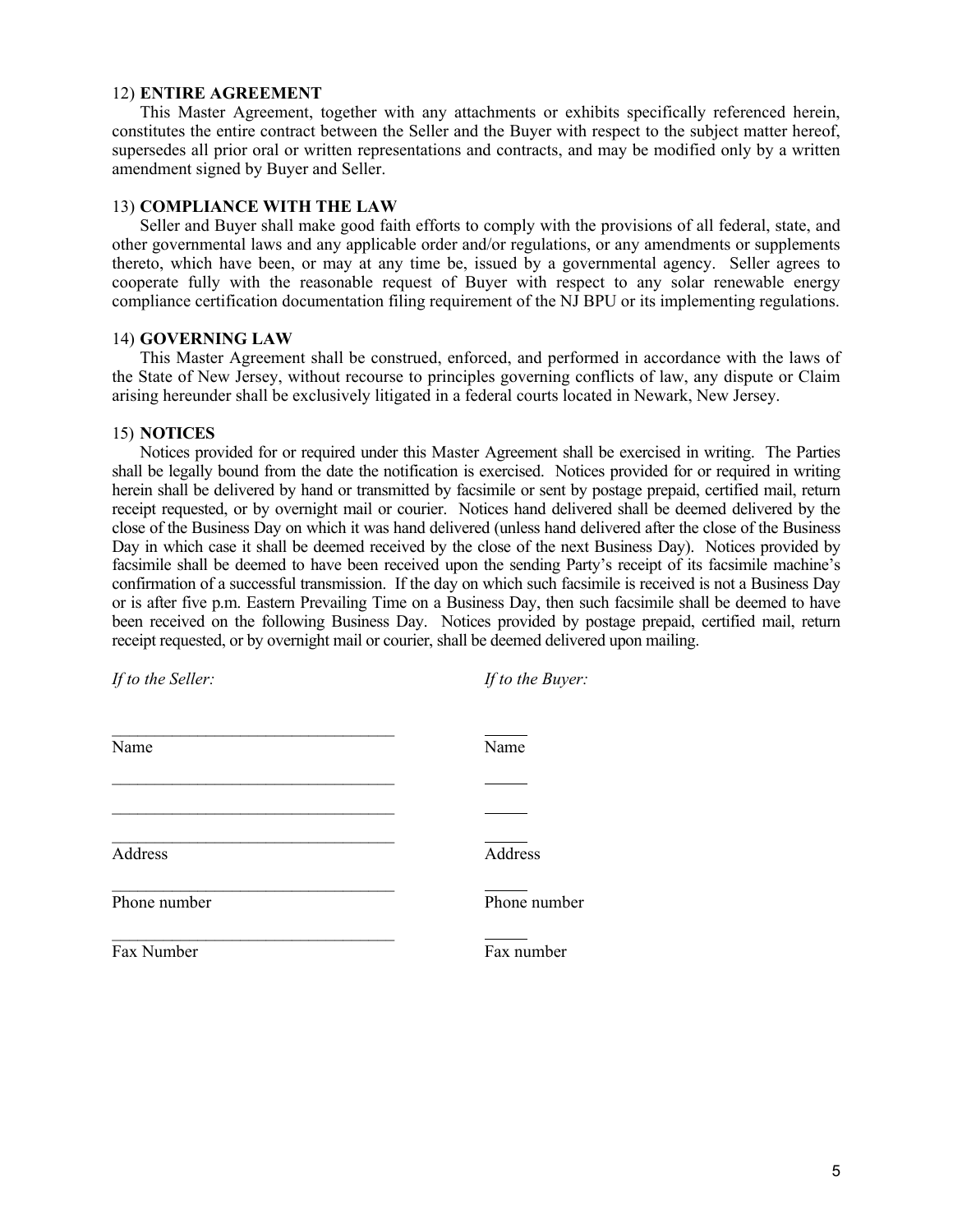12) **ENTIRE AGREEMENT**

This Master Agreement, together with any attachments or exhibits specifically referenced herein, constitutes the entire contract between the Seller and the Buyer with respect to the subject matter hereof, supersedes all prior oral or written representations and contracts, and may be modified only by a written amendment signed by Buyer and Seller.

13) **COMPLIANCE WITH THE LAW**

Seller and Buyer shall make good faith efforts to comply with the provisions of all federal, state, and other governmental laws and any applicable order and/or regulations, or any amendments or supplements thereto, which have been, or may at any time be, issued by a governmental agency. Seller agrees to cooperate fully with the reasonable request of Buyer with respect to any solar renewable energy compliance certification documentation filing requirement of the NJ BPU or its implementing regulations.

14) **GOVERNING LAW**

This Master Agreement shall be construed, enforced, and performed in accordance with the laws of the State of New Jersey, without recourse to principles governing conflicts of law, any dispute or Claim arising hereunder shall be exclusively litigated in a federal courts located in Newark, New Jersey.

15) **NOTICES**

Notices provided for or required under this Master Agreement shall be exercised in writing. The Parties shall be legally bound from the date the notification is exercised. Notices provided for or required in writing herein shall be delivered by hand or transmitted by facsimile or sent by postage prepaid, certified mail, return receipt requested, or by overnight mail or courier. Notices hand delivered shall be deemed delivered by the close of the Business Day on which it was hand delivered (unless hand delivered after the close of the Business Day in which case it shall be deemed received by the close of the next Business Day). Notices provided by facsimile shall be deemed to have been received upon the sending Party's receipt of its facsimile machine's confirmation of a successful transmission. If the day on which such facsimile is received is not a Business Day or is after five p.m. Eastern Prevailing Time on a Business Day, then such facsimile shall be deemed to have been received on the following Business Day. Notices provided by postage prepaid, certified mail, return receipt requested, or by overnight mail or courier, shall be deemed delivered upon mailing.

| *If to the Seller:* | *If to the Buyer:* |
|---|---|
| ________________________________ | _____ |
| Name | Name |
| ________________________________ | _____ |
| ________________________________ | _____ |
| ________________________________ | _____ |
| Address | Address |
| ________________________________ | _____ |
| Phone number | Phone number |
| ________________________________ | _____ |
| Fax Number | Fax number |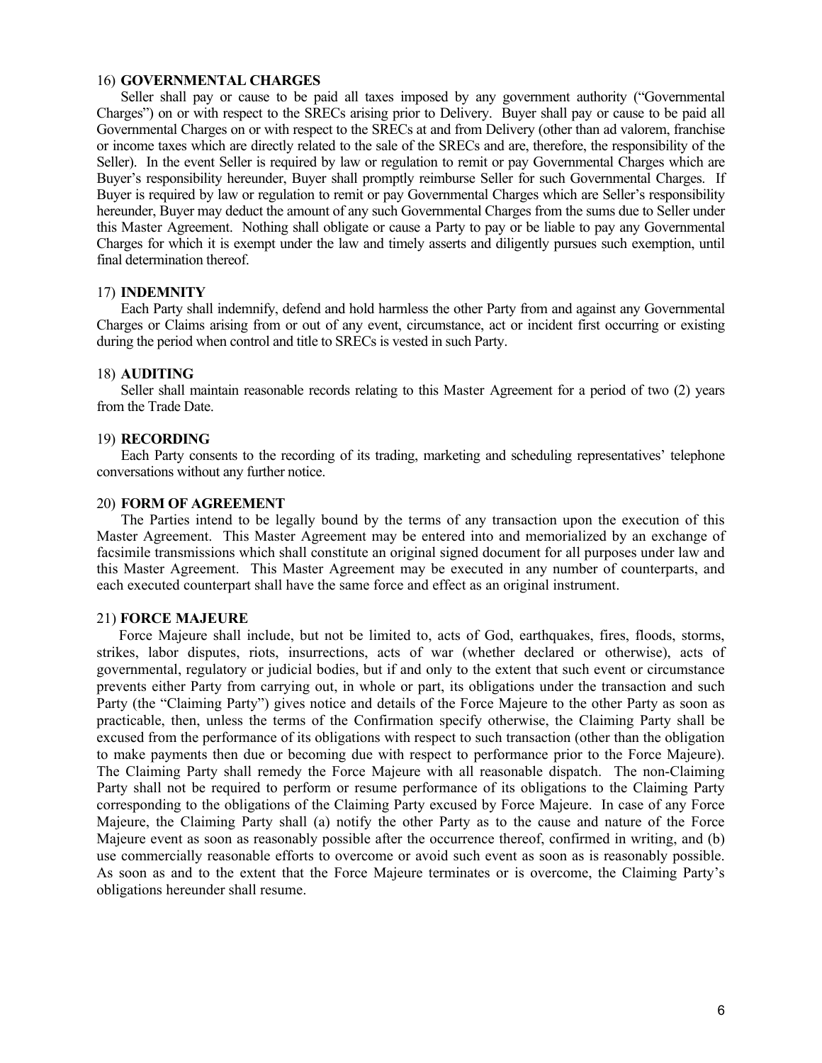16) **GOVERNMENTAL CHARGES**

Seller shall pay or cause to be paid all taxes imposed by any government authority ("Governmental Charges") on or with respect to the SRECs arising prior to Delivery. Buyer shall pay or cause to be paid all Governmental Charges on or with respect to the SRECs at and from Delivery (other than ad valorem, franchise or income taxes which are directly related to the sale of the SRECs and are, therefore, the responsibility of the Seller). In the event Seller is required by law or regulation to remit or pay Governmental Charges which are Buyer's responsibility hereunder, Buyer shall promptly reimburse Seller for such Governmental Charges. If Buyer is required by law or regulation to remit or pay Governmental Charges which are Seller's responsibility hereunder, Buyer may deduct the amount of any such Governmental Charges from the sums due to Seller under this Master Agreement. Nothing shall obligate or cause a Party to pay or be liable to pay any Governmental Charges for which it is exempt under the law and timely asserts and diligently pursues such exemption, until final determination thereof.

17) **INDEMNITY**

Each Party shall indemnify, defend and hold harmless the other Party from and against any Governmental Charges or Claims arising from or out of any event, circumstance, act or incident first occurring or existing during the period when control and title to SRECs is vested in such Party.

18) **AUDITING**

Seller shall maintain reasonable records relating to this Master Agreement for a period of two (2) years from the Trade Date.

19) **RECORDING**

Each Party consents to the recording of its trading, marketing and scheduling representatives' telephone conversations without any further notice.

20) **FORM OF AGREEMENT**

The Parties intend to be legally bound by the terms of any transaction upon the execution of this Master Agreement. This Master Agreement may be entered into and memorialized by an exchange of facsimile transmissions which shall constitute an original signed document for all purposes under law and this Master Agreement. This Master Agreement may be executed in any number of counterparts, and each executed counterpart shall have the same force and effect as an original instrument.

21) **FORCE MAJEURE**

Force Majeure shall include, but not be limited to, acts of God, earthquakes, fires, floods, storms, strikes, labor disputes, riots, insurrections, acts of war (whether declared or otherwise), acts of governmental, regulatory or judicial bodies, but if and only to the extent that such event or circumstance prevents either Party from carrying out, in whole or part, its obligations under the transaction and such Party (the "Claiming Party") gives notice and details of the Force Majeure to the other Party as soon as practicable, then, unless the terms of the Confirmation specify otherwise, the Claiming Party shall be excused from the performance of its obligations with respect to such transaction (other than the obligation to make payments then due or becoming due with respect to performance prior to the Force Majeure). The Claiming Party shall remedy the Force Majeure with all reasonable dispatch. The non-Claiming Party shall not be required to perform or resume performance of its obligations to the Claiming Party corresponding to the obligations of the Claiming Party excused by Force Majeure. In case of any Force Majeure, the Claiming Party shall (a) notify the other Party as to the cause and nature of the Force Majeure event as soon as reasonably possible after the occurrence thereof, confirmed in writing, and (b) use commercially reasonable efforts to overcome or avoid such event as soon as is reasonably possible. As soon as and to the extent that the Force Majeure terminates or is overcome, the Claiming Party's obligations hereunder shall resume.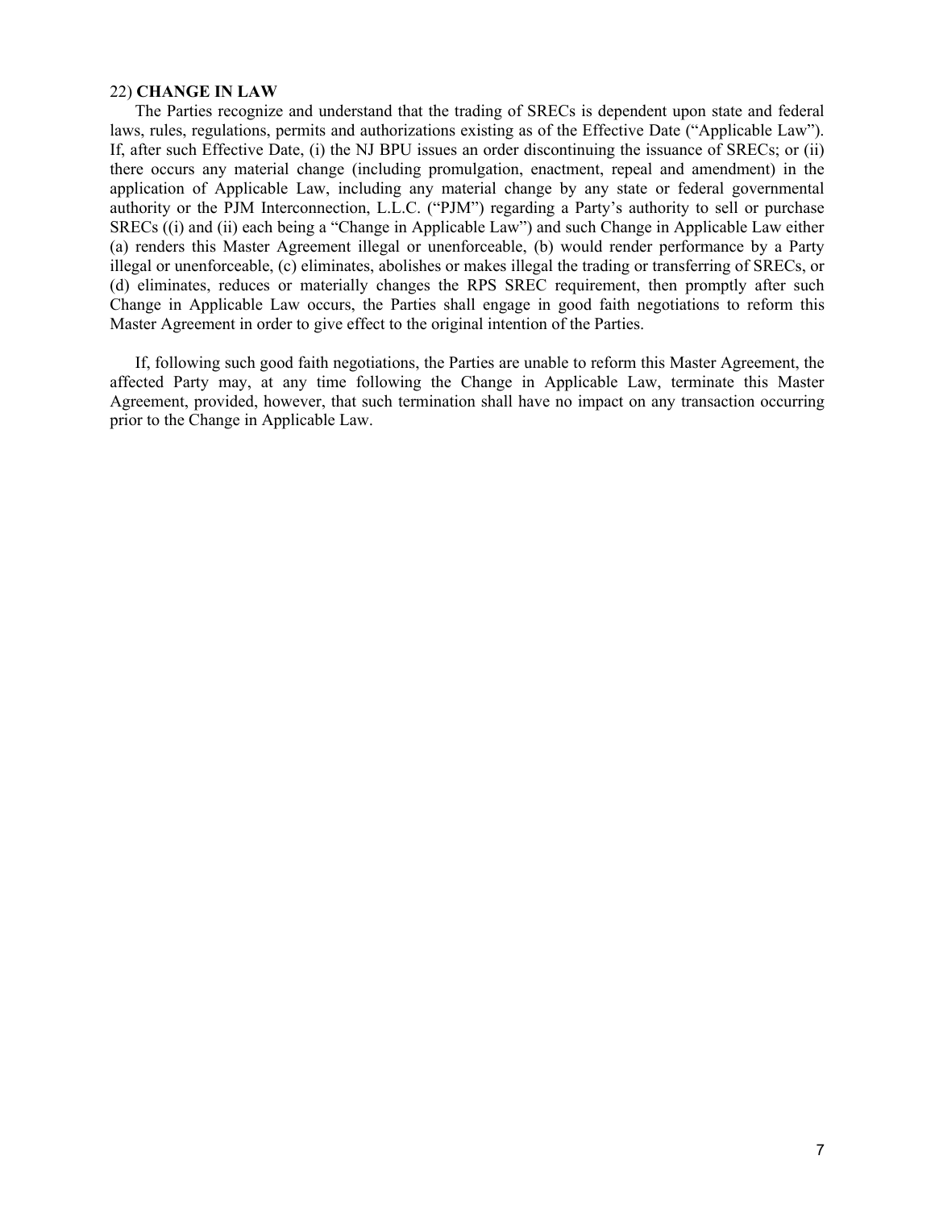22) **CHANGE IN LAW**

The Parties recognize and understand that the trading of SRECs is dependent upon state and federal laws, rules, regulations, permits and authorizations existing as of the Effective Date ("Applicable Law"). If, after such Effective Date, (i) the NJ BPU issues an order discontinuing the issuance of SRECs; or (ii) there occurs any material change (including promulgation, enactment, repeal and amendment) in the application of Applicable Law, including any material change by any state or federal governmental authority or the PJM Interconnection, L.L.C. ("PJM") regarding a Party's authority to sell or purchase SRECs ((i) and (ii) each being a "Change in Applicable Law") and such Change in Applicable Law either (a) renders this Master Agreement illegal or unenforceable, (b) would render performance by a Party illegal or unenforceable, (c) eliminates, abolishes or makes illegal the trading or transferring of SRECs, or (d) eliminates, reduces or materially changes the RPS SREC requirement, then promptly after such Change in Applicable Law occurs, the Parties shall engage in good faith negotiations to reform this Master Agreement in order to give effect to the original intention of the Parties.

If, following such good faith negotiations, the Parties are unable to reform this Master Agreement, the affected Party may, at any time following the Change in Applicable Law, terminate this Master Agreement, provided, however, that such termination shall have no impact on any transaction occurring prior to the Change in Applicable Law.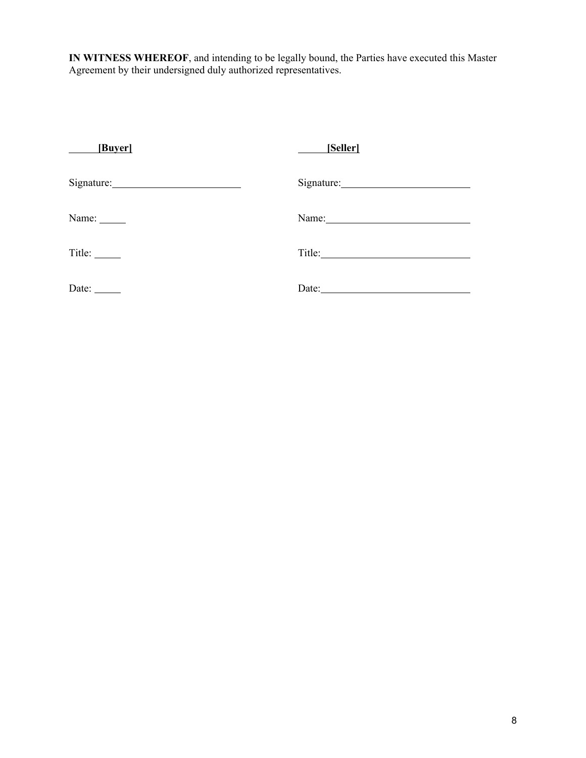**IN WITNESS WHEREOF**, and intending to be legally bound, the Parties have executed this Master Agreement by their undersigned duly authorized representatives.

| **[Buyer]** | **[Seller]** |
| --- | --- |
| Signature: ____________________ | Signature: ____________________ |
| Name: _____ | Name: ____________________ |
| Title: _____ | Title: ____________________ |
| Date: _____ | Date: ____________________ |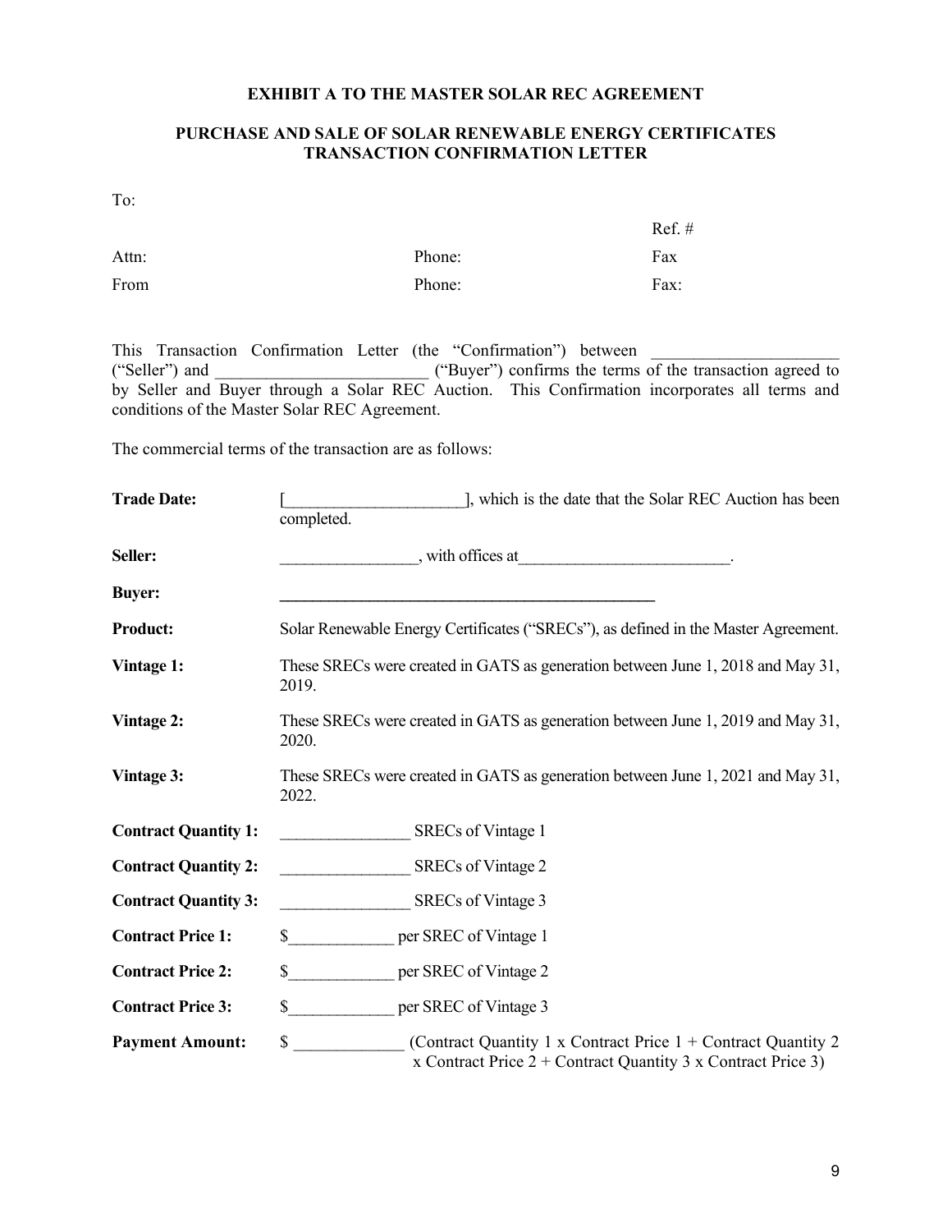**EXHIBIT A TO THE MASTER SOLAR REC AGREEMENT**

**PURCHASE AND SALE OF SOLAR RENEWABLE ENERGY CERTIFICATES TRANSACTION CONFIRMATION LETTER**

To:

| | | Ref. # |
|---|---|---|
| Attn: | Phone: | Fax |
| From | Phone: | Fax: |

This Transaction Confirmation Letter (the "Confirmation") between _____________________ ("Seller") and _________________________ ("Buyer") confirms the terms of the transaction agreed to by Seller and Buyer through a Solar REC Auction. This Confirmation incorporates all terms and conditions of the Master Solar REC Agreement.

The commercial terms of the transaction are as follows:

**Trade Date:** [____________________], which is the date that the Solar REC Auction has been completed.

**Seller:** ________________, with offices at_________________________.

**Buyer:** ______________________________________________

**Product:** Solar Renewable Energy Certificates ("SRECs"), as defined in the Master Agreement.

**Vintage 1:** These SRECs were created in GATS as generation between June 1, 2018 and May 31, 2019.

**Vintage 2:** These SRECs were created in GATS as generation between June 1, 2019 and May 31, 2020.

**Vintage 3:** These SRECs were created in GATS as generation between June 1, 2021 and May 31, 2022.

**Contract Quantity 1:** _______________ SRECs of Vintage 1

**Contract Quantity 2:** _______________ SRECs of Vintage 2

**Contract Quantity 3:** _______________ SRECs of Vintage 3

**Contract Price 1:** $____________ per SREC of Vintage 1

**Contract Price 2:** $____________ per SREC of Vintage 2

**Contract Price 3:** $____________ per SREC of Vintage 3

**Payment Amount:** $ ____________ (Contract Quantity 1 x Contract Price 1 + Contract Quantity 2 x Contract Price 2 + Contract Quantity 3 x Contract Price 3)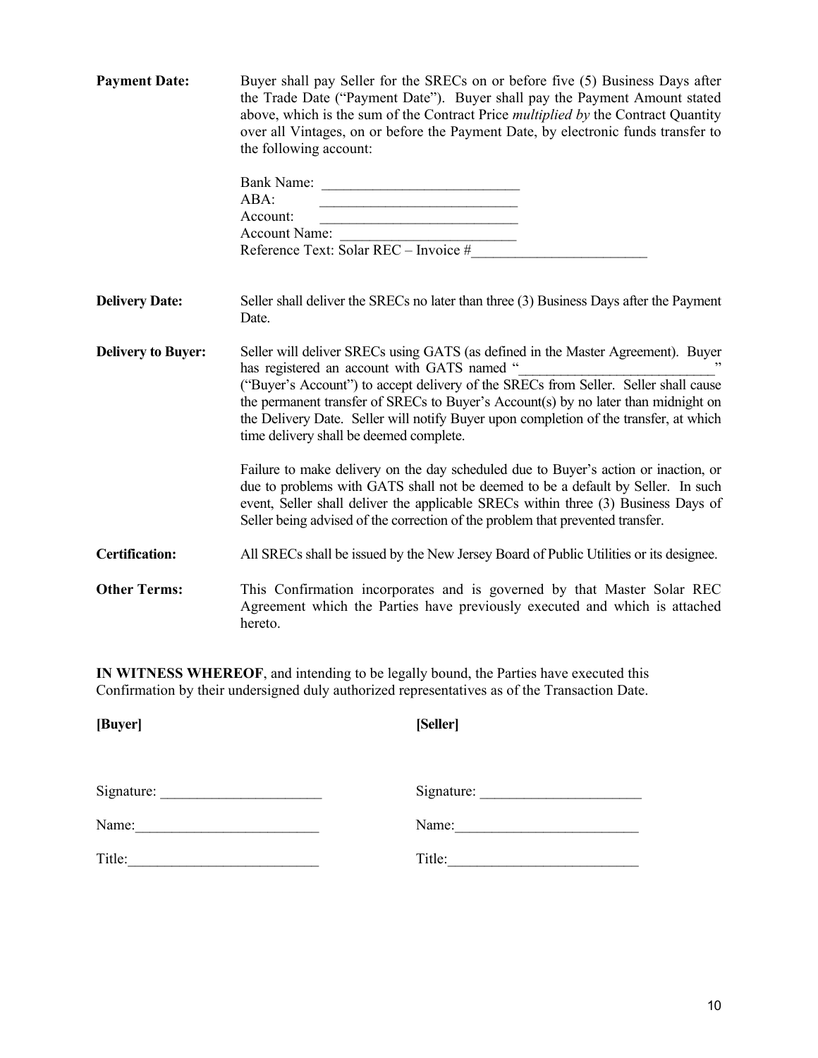**Payment Date:** Buyer shall pay Seller for the SRECs on or before five (5) Business Days after the Trade Date ("Payment Date"). Buyer shall pay the Payment Amount stated above, which is the sum of the Contract Price *multiplied by* the Contract Quantity over all Vintages, on or before the Payment Date, by electronic funds transfer to the following account:

Bank Name: ___________________________
ABA: ___________________________
Account: ___________________________
Account Name: ________________________
Reference Text: Solar REC – Invoice #________________________

**Delivery Date:** Seller shall deliver the SRECs no later than three (3) Business Days after the Payment Date.

**Delivery to Buyer:** Seller will deliver SRECs using GATS (as defined in the Master Agreement). Buyer has registered an account with GATS named "___________________________" ("Buyer's Account") to accept delivery of the SRECs from Seller. Seller shall cause the permanent transfer of SRECs to Buyer's Account(s) by no later than midnight on the Delivery Date. Seller will notify Buyer upon completion of the transfer, at which time delivery shall be deemed complete.

Failure to make delivery on the day scheduled due to Buyer's action or inaction, or due to problems with GATS shall not be deemed to be a default by Seller. In such event, Seller shall deliver the applicable SRECs within three (3) Business Days of Seller being advised of the correction of the problem that prevented transfer.

**Certification:** All SRECs shall be issued by the New Jersey Board of Public Utilities or its designee.

**Other Terms:** This Confirmation incorporates and is governed by that Master Solar REC Agreement which the Parties have previously executed and which is attached hereto.

**IN WITNESS WHEREOF**, and intending to be legally bound, the Parties have executed this Confirmation by their undersigned duly authorized representatives as of the Transaction Date.

| **[Buyer]** | **[Seller]** |
|---|---|
| Signature: ______________________ | Signature: ______________________ |
| Name:_________________________ | Name:_________________________ |
| Title:__________________________ | Title:__________________________ |